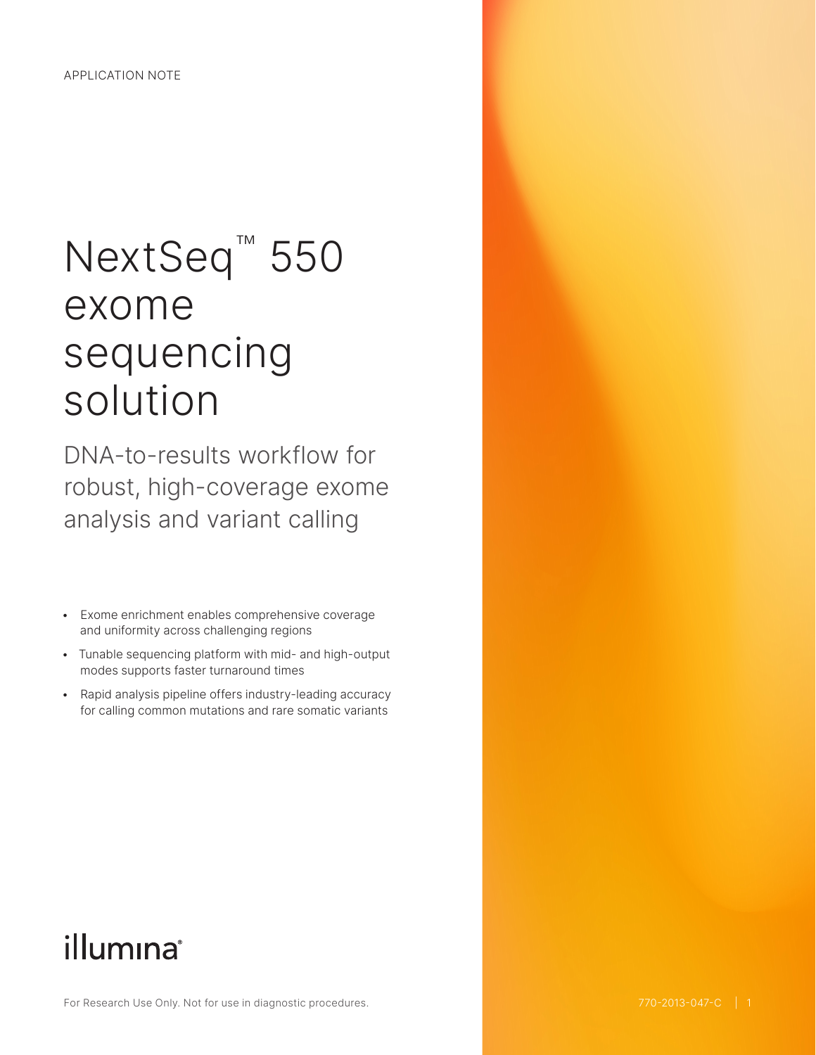APPLICATION NOTE

# NextSeq™ 550 exome sequencing solution

## DNA-to-results workflow for robust, high-coverage exome analysis and variant calling

- Exome enrichment enables comprehensive coverage and uniformity across challenging regions
- Tunable sequencing platform with mid- and high-output modes supports faster turnaround times
- Rapid analysis pipeline offers industry-leading accuracy for calling common mutations and rare somatic variants

illumina®

For Research Use Only. Not for use in diagnostic procedures.

770-2013-047-C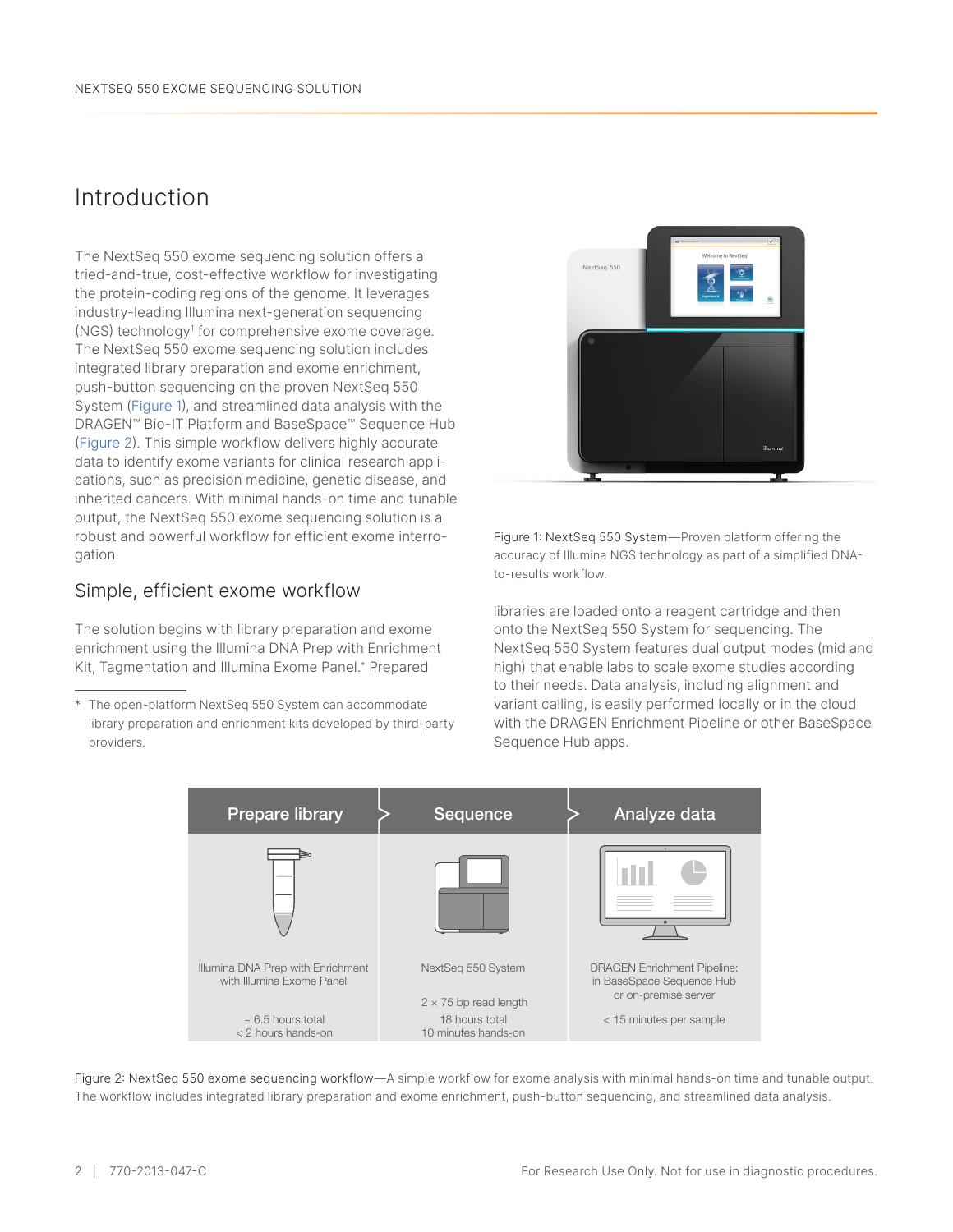## Introduction

The NextSeq 550 exome sequencing solution offers a tried-and-true, cost-effective workflow for investigating the protein-coding regions of the genome. It leverages industry-leading Illumina next-generation sequencing (NGS) technology[1] for comprehensive exome coverage. The NextSeq 550 exome sequencing solution includes integrated library preparation and exome enrichment, push-button sequencing on the proven NextSeq 550 System (Figure 1), and streamlined data analysis with the DRAGEN™ Bio-IT Platform and BaseSpace™ Sequence Hub (Figure 2). This simple workflow delivers highly accurate data to identify exome variants for clinical research applications, such as precision medicine, genetic disease, and inherited cancers. With minimal hands-on time and tunable output, the NextSeq 550 exome sequencing solution is a robust and powerful workflow for efficient exome interrogation.

Figure 1: NextSeq 550 System—Proven platform offering the accuracy of Illumina NGS technology as part of a simplified DNA-to-results workflow.

### Simple, efficient exome workflow

The solution begins with library preparation and exome enrichment using the Illumina DNA Prep with Enrichment Kit, Tagmentation and Illumina Exome Panel.* Prepared libraries are loaded onto a reagent cartridge and then onto the NextSeq 550 System for sequencing. The NextSeq 550 System features dual output modes (mid and high) that enable labs to scale exome studies according to their needs. Data analysis, including alignment and variant calling, is easily performed locally or in the cloud with the DRAGEN Enrichment Pipeline or other BaseSpace Sequence Hub apps.

\* The open-platform NextSeq 550 System can accommodate library preparation and enrichment kits developed by third-party providers.

| Prepare library | Sequence | Analyze data |
|---|---|---|
| Illumina DNA Prep with Enrichment with Illumina Exome Panel | NextSeq 550 System | DRAGEN Enrichment Pipeline: in BaseSpace Sequence Hub or on-premise server |
| | 2 × 75 bp read length | |
| ~ 6.5 hours total<br>< 2 hours hands-on | 18 hours total<br>10 minutes hands-on | < 15 minutes per sample |

Figure 2: NextSeq 550 exome sequencing workflow—A simple workflow for exome analysis with minimal hands-on time and tunable output. The workflow includes integrated library preparation and exome enrichment, push-button sequencing, and streamlined data analysis.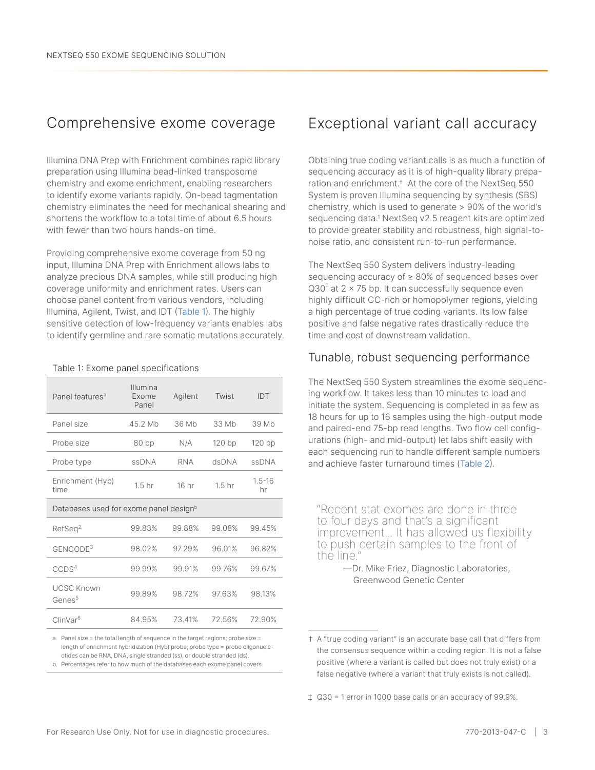## Comprehensive exome coverage

Illumina DNA Prep with Enrichment combines rapid library preparation using Illumina bead-linked transposome chemistry and exome enrichment, enabling researchers to identify exome variants rapidly. On-bead tagmentation chemistry eliminates the need for mechanical shearing and shortens the workflow to a total time of about 6.5 hours with fewer than two hours hands-on time.

Providing comprehensive exome coverage from 50 ng input, Illumina DNA Prep with Enrichment allows labs to analyze precious DNA samples, while still producing high coverage uniformity and enrichment rates. Users can choose panel content from various vendors, including Illumina, Agilent, Twist, and IDT (Table 1). The highly sensitive detection of low-frequency variants enables labs to identify germline and rare somatic mutations accurately.

Table 1: Exome panel specifications

| Panel features[a] | Illumina Exome Panel | Agilent | Twist | IDT |
|---|---|---|---|---|
| Panel size | 45.2 Mb | 36 Mb | 33 Mb | 39 Mb |
| Probe size | 80 bp | N/A | 120 bp | 120 bp |
| Probe type | ssDNA | RNA | dsDNA | ssDNA |
| Enrichment (Hyb) time | 1.5 hr | 16 hr | 1.5 hr | 1.5–16 hr |
| Databases used for exome panel design[b] | | | | |
| RefSeq[2] | 99.83% | 99.88% | 99.08% | 99.45% |
| GENCODE[3] | 98.02% | 97.29% | 96.01% | 96.82% |
| CCDS[4] | 99.99% | 99.91% | 99.76% | 99.67% |
| UCSC Known Genes[5] | 99.89% | 98.72% | 97.63% | 98.13% |
| ClinVar[6] | 84.95% | 73.41% | 72.56% | 72.90% |

a. Panel size = the total length of sequence in the target regions; probe size = length of enrichment hybridization (Hyb) probe; probe type = probe oligonucleotides can be RNA, DNA, single stranded (ss), or double stranded (ds).
b. Percentages refer to how much of the databases each exome panel covers.

## Exceptional variant call accuracy

Obtaining true coding variant calls is as much a function of sequencing accuracy as it is of high-quality library preparation and enrichment.† At the core of the NextSeq 550 System is proven Illumina sequencing by synthesis (SBS) chemistry, which is used to generate > 90% of the world's sequencing data.[1] NextSeq v2.5 reagent kits are optimized to provide greater stability and robustness, high signal-to-noise ratio, and consistent run-to-run performance.

The NextSeq 550 System delivers industry-leading sequencing accuracy of ≥ 80% of sequenced bases over Q30‡ at 2 × 75 bp. It can successfully sequence even highly difficult GC-rich or homopolymer regions, yielding a high percentage of true coding variants. Its low false positive and false negative rates drastically reduce the time and cost of downstream validation.

### Tunable, robust sequencing performance

The NextSeq 550 System streamlines the exome sequencing workflow. It takes less than 10 minutes to load and initiate the system. Sequencing is completed in as few as 18 hours for up to 16 samples using the high-output mode and paired-end 75-bp read lengths. Two flow cell configurations (high- and mid-output) let labs shift easily with each sequencing run to handle different sample numbers and achieve faster turnaround times (Table 2).

> "Recent stat exomes are done in three to four days and that's a significant improvement… It has allowed us flexibility to push certain samples to the front of the line."
>
> —Dr. Mike Friez, Diagnostic Laboratories, Greenwood Genetic Center

† A "true coding variant" is an accurate base call that differs from the consensus sequence within a coding region. It is not a false positive (where a variant is called but does not truly exist) or a false negative (where a variant that truly exists is not called).

‡ Q30 = 1 error in 1000 base calls or an accuracy of 99.9%.

For Research Use Only. Not for use in diagnostic procedures.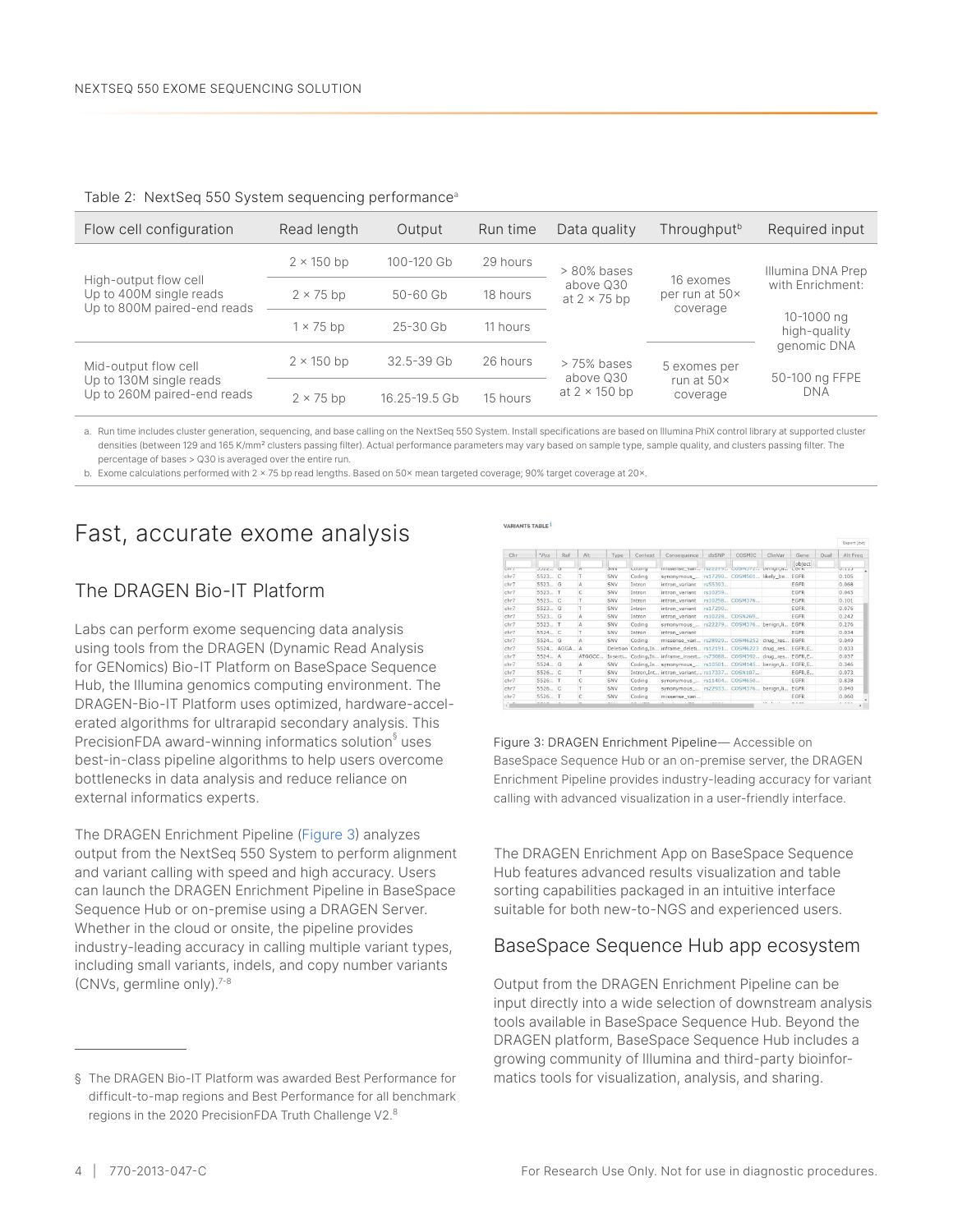Table 2: NextSeq 550 System sequencing performance[a]

| Flow cell configuration | Read length | Output | Run time | Data quality | Throughput[b] | Required input |
|---|---|---|---|---|---|---|
| High-output flow cell<br>Up to 400M single reads<br>Up to 800M paired-end reads | 2 × 150 bp | 100-120 Gb | 29 hours | > 80% bases above Q30 at 2 × 75 bp | 16 exomes per run at 50× coverage | Illumina DNA Prep with Enrichment:<br>10-1000 ng high-quality genomic DNA<br>50-100 ng FFPE DNA |
| | 2 × 75 bp | 50-60 Gb | 18 hours | | | |
| | 1 × 75 bp | 25-30 Gb | 11 hours | | | |
| Mid-output flow cell<br>Up to 130M single reads<br>Up to 260M paired-end reads | 2 × 150 bp | 32.5-39 Gb | 26 hours | > 75% bases above Q30 at 2 × 150 bp | 5 exomes per run at 50× coverage | |
| | 2 × 75 bp | 16.25-19.5 Gb | 15 hours | | | |

a. Run time includes cluster generation, sequencing, and base calling on the NextSeq 550 System. Install specifications are based on Illumina PhiX control library at supported cluster densities (between 129 and 165 K/mm² clusters passing filter). Actual performance parameters may vary based on sample type, sample quality, and clusters passing filter. The percentage of bases > Q30 is averaged over the entire run.

b. Exome calculations performed with 2 × 75 bp read lengths. Based on 50× mean targeted coverage; 90% target coverage at 20×.

# Fast, accurate exome analysis

## The DRAGEN Bio-IT Platform

Labs can perform exome sequencing data analysis using tools from the DRAGEN (Dynamic Read Analysis for GENomics) Bio-IT Platform on BaseSpace Sequence Hub, the Illumina genomics computing environment. The DRAGEN-Bio-IT Platform uses optimized, hardware-accelerated algorithms for ultrarapid secondary analysis. This PrecisionFDA award-winning informatics solution[§] uses best-in-class pipeline algorithms to help users overcome bottlenecks in data analysis and reduce reliance on external informatics experts.

The DRAGEN Enrichment Pipeline (Figure 3) analyzes output from the NextSeq 550 System to perform alignment and variant calling with speed and high accuracy. Users can launch the DRAGEN Enrichment Pipeline in BaseSpace Sequence Hub or on-premise using a DRAGEN Server. Whether in the cloud or onsite, the pipeline provides industry-leading accuracy in calling multiple variant types, including small variants, indels, and copy number variants (CNVs, germline only).[7-8]

Figure 3: DRAGEN Enrichment Pipeline— Accessible on BaseSpace Sequence Hub or an on-premise server, the DRAGEN Enrichment Pipeline provides industry-leading accuracy for variant calling with advanced visualization in a user-friendly interface.

The DRAGEN Enrichment App on BaseSpace Sequence Hub features advanced results visualization and table sorting capabilities packaged in an intuitive interface suitable for both new-to-NGS and experienced users.

## BaseSpace Sequence Hub app ecosystem

Output from the DRAGEN Enrichment Pipeline can be input directly into a wide selection of downstream analysis tools available in BaseSpace Sequence Hub. Beyond the DRAGEN platform, BaseSpace Sequence Hub includes a growing community of Illumina and third-party bioinformatics tools for visualization, analysis, and sharing.

§ The DRAGEN Bio-IT Platform was awarded Best Performance for difficult-to-map regions and Best Performance for all benchmark regions in the 2020 PrecisionFDA Truth Challenge V2.[8]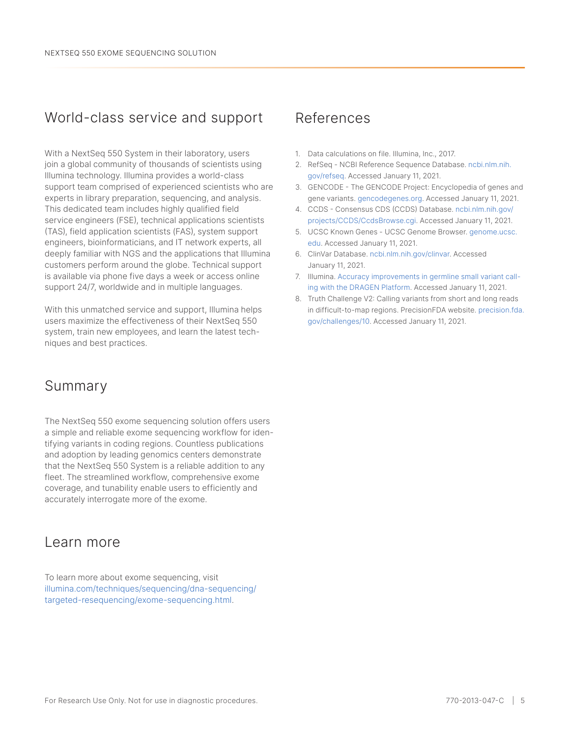## World-class service and support

With a NextSeq 550 System in their laboratory, users join a global community of thousands of scientists using Illumina technology. Illumina provides a world-class support team comprised of experienced scientists who are experts in library preparation, sequencing, and analysis. This dedicated team includes highly qualified field service engineers (FSE), technical applications scientists (TAS), field application scientists (FAS), system support engineers, bioinformaticians, and IT network experts, all deeply familiar with NGS and the applications that Illumina customers perform around the globe. Technical support is available via phone five days a week or access online support 24/7, worldwide and in multiple languages.

With this unmatched service and support, Illumina helps users maximize the effectiveness of their NextSeq 550 system, train new employees, and learn the latest techniques and best practices.

## Summary

The NextSeq 550 exome sequencing solution offers users a simple and reliable exome sequencing workflow for identifying variants in coding regions. Countless publications and adoption by leading genomics centers demonstrate that the NextSeq 550 System is a reliable addition to any fleet. The streamlined workflow, comprehensive exome coverage, and tunability enable users to efficiently and accurately interrogate more of the exome.

## Learn more

To learn more about exome sequencing, visit illumina.com/techniques/sequencing/dna-sequencing/targeted-resequencing/exome-sequencing.html.

## References

1. Data calculations on file. Illumina, Inc., 2017.
2. RefSeq - NCBI Reference Sequence Database. ncbi.nlm.nih.gov/refseq. Accessed January 11, 2021.
3. GENCODE - The GENCODE Project: Encyclopedia of genes and gene variants. gencodegenes.org. Accessed January 11, 2021.
4. CCDS - Consensus CDS (CCDS) Database. ncbi.nlm.nih.gov/projects/CCDS/CcdsBrowse.cgi. Accessed January 11, 2021.
5. UCSC Known Genes - UCSC Genome Browser. genome.ucsc.edu. Accessed January 11, 2021.
6. ClinVar Database. ncbi.nlm.nih.gov/clinvar. Accessed January 11, 2021.
7. Illumina. Accuracy improvements in germline small variant calling with the DRAGEN Platform. Accessed January 11, 2021.
8. Truth Challenge V2: Calling variants from short and long reads in difficult-to-map regions. PrecisionFDA website. precision.fda.gov/challenges/10. Accessed January 11, 2021.

For Research Use Only. Not for use in diagnostic procedures.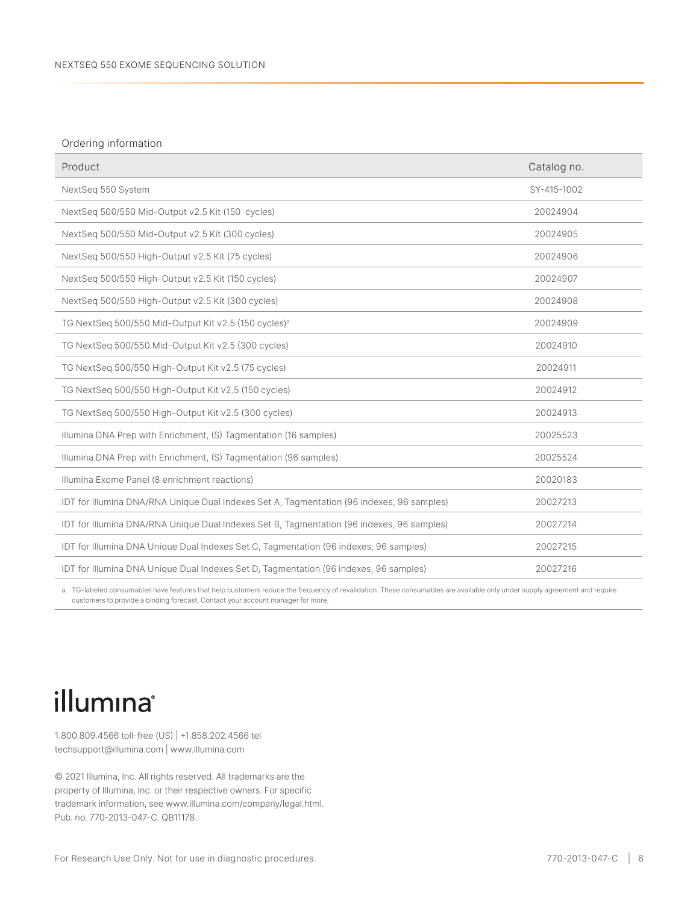Ordering information

| Product | Catalog no. |
| --- | --- |
| NextSeq 550 System | SY-415-1002 |
| NextSeq 500/550 Mid-Output v2.5 Kit (150 cycles) | 20024904 |
| NextSeq 500/550 Mid-Output v2.5 Kit (300 cycles) | 20024905 |
| NextSeq 500/550 High-Output v2.5 Kit (75 cycles) | 20024906 |
| NextSeq 500/550 High-Output v2.5 Kit (150 cycles) | 20024907 |
| NextSeq 500/550 High-Output v2.5 Kit (300 cycles) | 20024908 |
| TG NextSeq 500/550 Mid-Output Kit v2.5 (150 cycles)[a] | 20024909 |
| TG NextSeq 500/550 Mid-Output Kit v2.5 (300 cycles) | 20024910 |
| TG NextSeq 500/550 High-Output Kit v2.5 (75 cycles) | 20024911 |
| TG NextSeq 500/550 High-Output Kit v2.5 (150 cycles) | 20024912 |
| TG NextSeq 500/550 High-Output Kit v2.5 (300 cycles) | 20024913 |
| Illumina DNA Prep with Enrichment, (S) Tagmentation (16 samples) | 20025523 |
| Illumina DNA Prep with Enrichment, (S) Tagmentation (96 samples) | 20025524 |
| Illumina Exome Panel (8 enrichment reactions) | 20020183 |
| IDT for Illumina DNA/RNA Unique Dual Indexes Set A, Tagmentation (96 indexes, 96 samples) | 20027213 |
| IDT for Illumina DNA/RNA Unique Dual Indexes Set B, Tagmentation (96 indexes, 96 samples) | 20027214 |
| IDT for Illumina DNA Unique Dual Indexes Set C, Tagmentation (96 indexes, 96 samples) | 20027215 |
| IDT for Illumina DNA Unique Dual Indexes Set D, Tagmentation (96 indexes, 96 samples) | 20027216 |

a. TG-labeled consumables have features that help customers reduce the frequency of revalidation. These consumables are available only under supply agreement and require customers to provide a binding forecast. Contact your account manager for more.

illumina®

1.800.809.4566 toll-free (US) | +1.858.202.4566 tel
techsupport@illumina.com | www.illumina.com

© 2021 Illumina, Inc. All rights reserved. All trademarks are the property of Illumina, Inc. or their respective owners. For specific trademark information, see www.illumina.com/company/legal.html.
Pub. no. 770-2013-047-C. QB11178.

For Research Use Only. Not for use in diagnostic procedures.